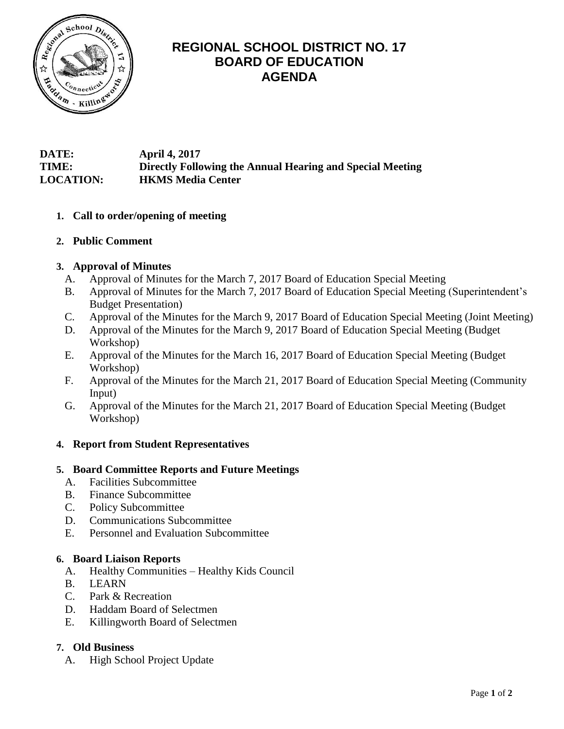# REGIONAL SCHOOL DISTRICT NO. 17
# BOARD OF EDUCATION
# AGENDA

**DATE:** April 4, 2017
**TIME:** Directly Following the Annual Hearing and Special Meeting
**LOCATION:** HKMS Media Center

1. **Call to order/opening of meeting**

2. **Public Comment**

3. **Approval of Minutes**
   - A. Approval of Minutes for the March 7, 2017 Board of Education Special Meeting
   - B. Approval of Minutes for the March 7, 2017 Board of Education Special Meeting (Superintendent's Budget Presentation)
   - C. Approval of the Minutes for the March 9, 2017 Board of Education Special Meeting (Joint Meeting)
   - D. Approval of the Minutes for the March 9, 2017 Board of Education Special Meeting (Budget Workshop)
   - E. Approval of the Minutes for the March 16, 2017 Board of Education Special Meeting (Budget Workshop)
   - F. Approval of the Minutes for the March 21, 2017 Board of Education Special Meeting (Community Input)
   - G. Approval of the Minutes for the March 21, 2017 Board of Education Special Meeting (Budget Workshop)

4. **Report from Student Representatives**

5. **Board Committee Reports and Future Meetings**
   - A. Facilities Subcommittee
   - B. Finance Subcommittee
   - C. Policy Subcommittee
   - D. Communications Subcommittee
   - E. Personnel and Evaluation Subcommittee

6. **Board Liaison Reports**
   - A. Healthy Communities – Healthy Kids Council
   - B. LEARN
   - C. Park & Recreation
   - D. Haddam Board of Selectmen
   - E. Killingworth Board of Selectmen

7. **Old Business**
   - A. High School Project Update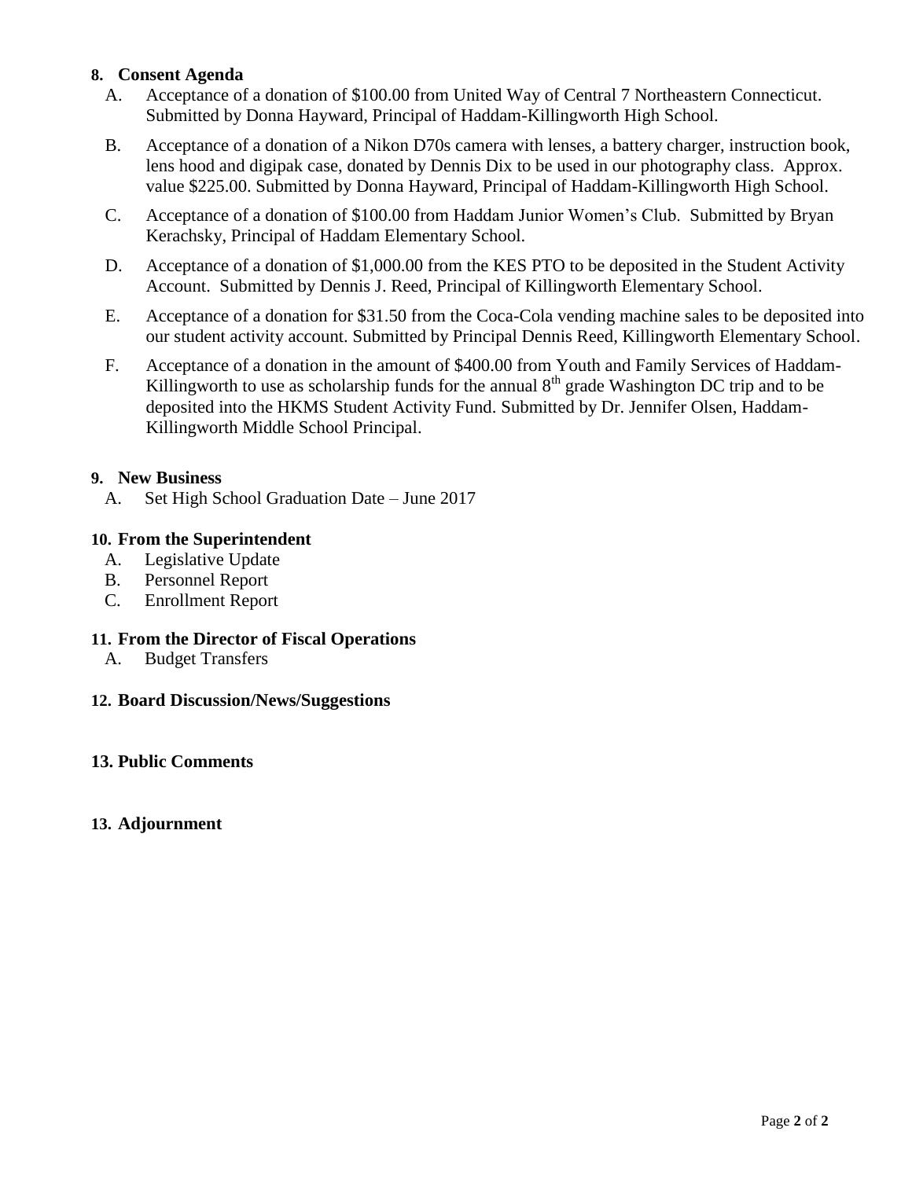**8. Consent Agenda**

A. Acceptance of a donation of $100.00 from United Way of Central 7 Northeastern Connecticut. Submitted by Donna Hayward, Principal of Haddam-Killingworth High School.

B. Acceptance of a donation of a Nikon D70s camera with lenses, a battery charger, instruction book, lens hood and digipak case, donated by Dennis Dix to be used in our photography class. Approx. value $225.00. Submitted by Donna Hayward, Principal of Haddam-Killingworth High School.

C. Acceptance of a donation of $100.00 from Haddam Junior Women's Club. Submitted by Bryan Kerachsky, Principal of Haddam Elementary School.

D. Acceptance of a donation of $1,000.00 from the KES PTO to be deposited in the Student Activity Account. Submitted by Dennis J. Reed, Principal of Killingworth Elementary School.

E. Acceptance of a donation for $31.50 from the Coca-Cola vending machine sales to be deposited into our student activity account. Submitted by Principal Dennis Reed, Killingworth Elementary School.

F. Acceptance of a donation in the amount of $400.00 from Youth and Family Services of Haddam-Killingworth to use as scholarship funds for the annual 8th grade Washington DC trip and to be deposited into the HKMS Student Activity Fund. Submitted by Dr. Jennifer Olsen, Haddam-Killingworth Middle School Principal.

**9. New Business**

A. Set High School Graduation Date – June 2017

**10. From the Superintendent**

A. Legislative Update
B. Personnel Report
C. Enrollment Report

**11. From the Director of Fiscal Operations**

A. Budget Transfers

**12. Board Discussion/News/Suggestions**

**13. Public Comments**

**13. Adjournment**